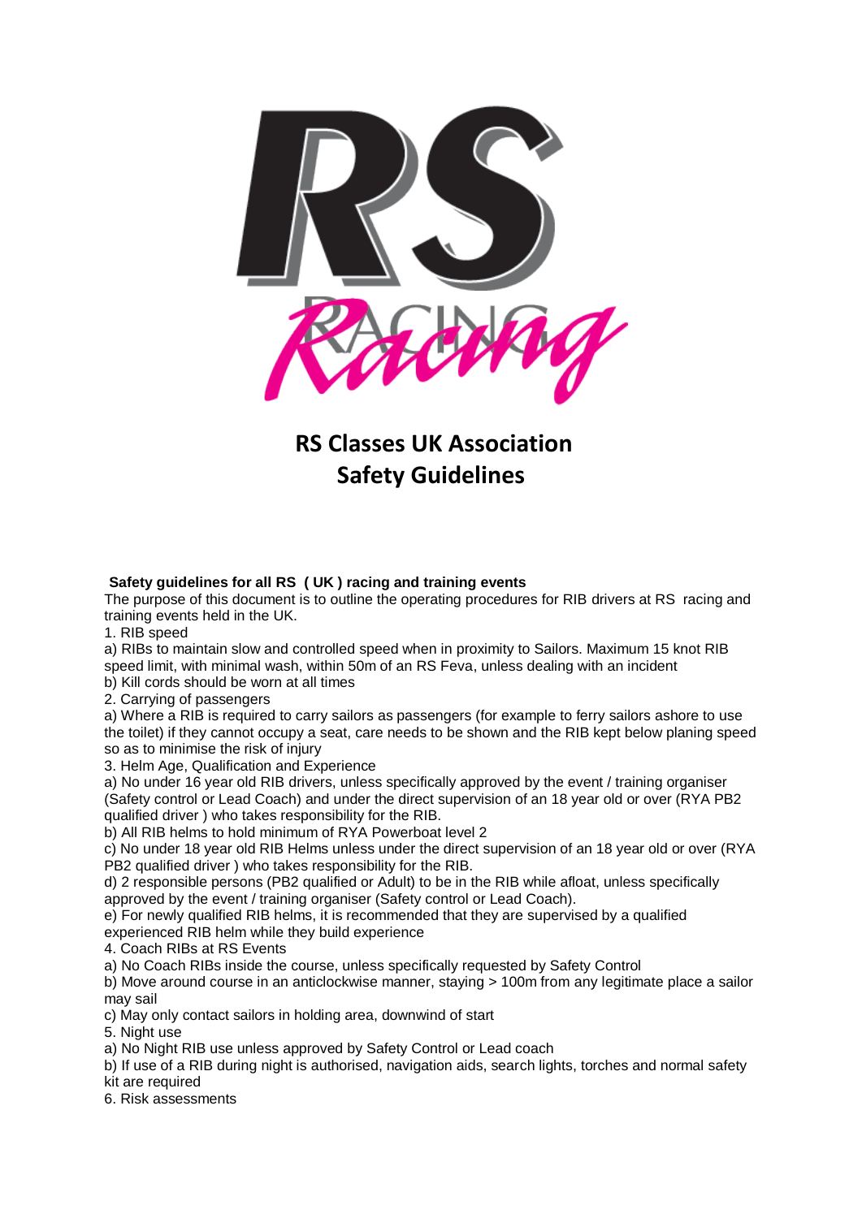# RS Classes UK Association Safety Guidelines

**Safety guidelines for all RS ( UK ) racing and training events**

The purpose of this document is to outline the operating procedures for RIB drivers at RS racing and training events held in the UK.

1. RIB speed

a) RIBs to maintain slow and controlled speed when in proximity to Sailors. Maximum 15 knot RIB speed limit, with minimal wash, within 50m of an RS Feva, unless dealing with an incident

b) Kill cords should be worn at all times

2. Carrying of passengers

a) Where a RIB is required to carry sailors as passengers (for example to ferry sailors ashore to use the toilet) if they cannot occupy a seat, care needs to be shown and the RIB kept below planing speed so as to minimise the risk of injury

3. Helm Age, Qualification and Experience

a) No under 16 year old RIB drivers, unless specifically approved by the event / training organiser (Safety control or Lead Coach) and under the direct supervision of an 18 year old or over (RYA PB2 qualified driver ) who takes responsibility for the RIB.

b) All RIB helms to hold minimum of RYA Powerboat level 2

c) No under 18 year old RIB Helms unless under the direct supervision of an 18 year old or over (RYA PB2 qualified driver ) who takes responsibility for the RIB.

d) 2 responsible persons (PB2 qualified or Adult) to be in the RIB while afloat, unless specifically approved by the event / training organiser (Safety control or Lead Coach).

e) For newly qualified RIB helms, it is recommended that they are supervised by a qualified experienced RIB helm while they build experience

4. Coach RIBs at RS Events

a) No Coach RIBs inside the course, unless specifically requested by Safety Control

b) Move around course in an anticlockwise manner, staying > 100m from any legitimate place a sailor may sail

c) May only contact sailors in holding area, downwind of start

5. Night use

a) No Night RIB use unless approved by Safety Control or Lead coach

b) If use of a RIB during night is authorised, navigation aids, search lights, torches and normal safety kit are required

6. Risk assessments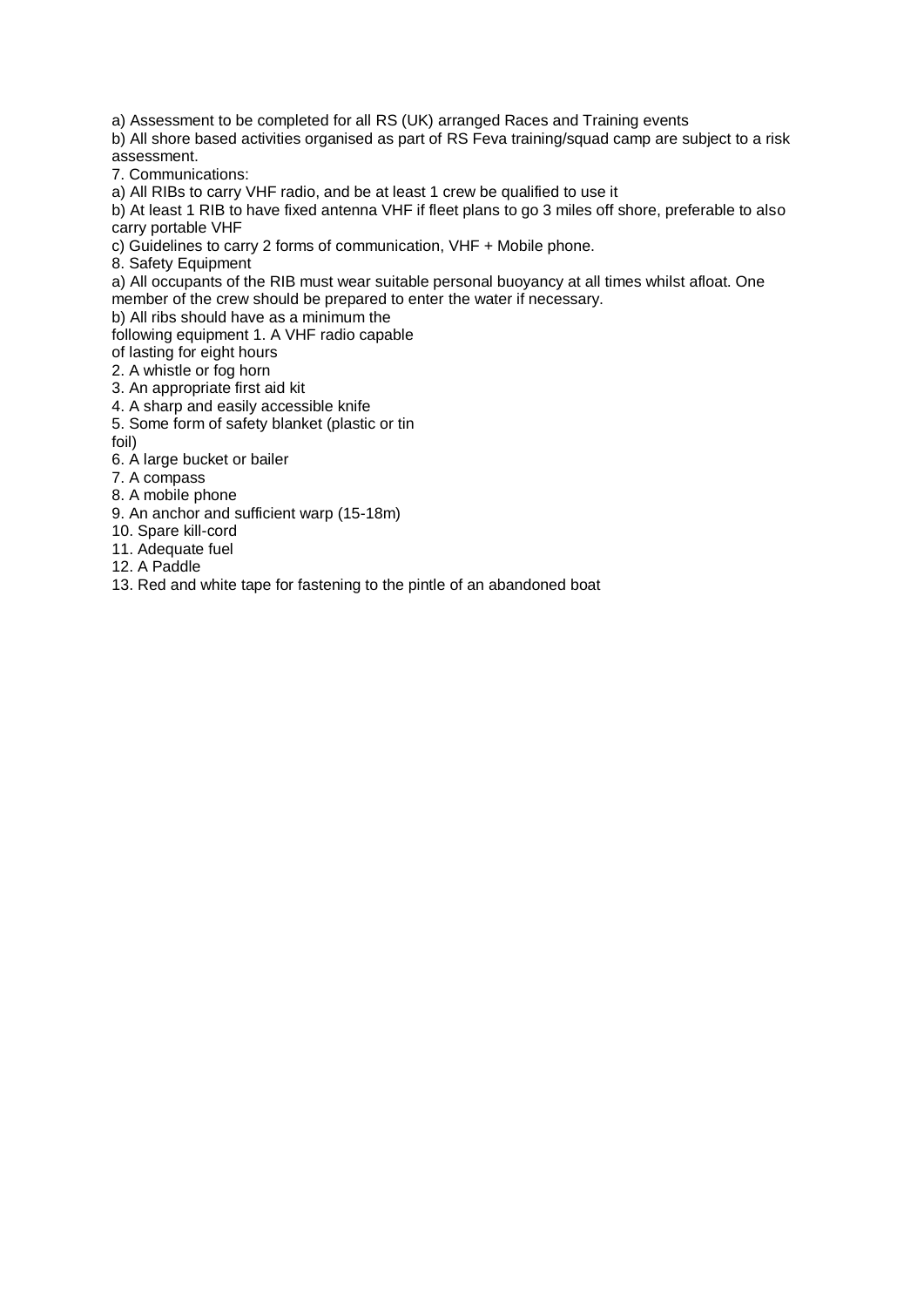a) Assessment to be completed for all RS (UK) arranged Races and Training events

b) All shore based activities organised as part of RS Feva training/squad camp are subject to a risk assessment.

7. Communications:

a) All RIBs to carry VHF radio, and be at least 1 crew be qualified to use it

b) At least 1 RIB to have fixed antenna VHF if fleet plans to go 3 miles off shore, preferable to also carry portable VHF

c) Guidelines to carry 2 forms of communication, VHF + Mobile phone.

8. Safety Equipment

a) All occupants of the RIB must wear suitable personal buoyancy at all times whilst afloat. One member of the crew should be prepared to enter the water if necessary.

b) All ribs should have as a minimum the following equipment

1. A VHF radio capable of lasting for eight hours
2. A whistle or fog horn
3. An appropriate first aid kit
4. A sharp and easily accessible knife
5. Some form of safety blanket (plastic or tin foil)
6. A large bucket or bailer
7. A compass
8. A mobile phone
9. An anchor and sufficient warp (15-18m)
10. Spare kill-cord
11. Adequate fuel
12. A Paddle
13. Red and white tape for fastening to the pintle of an abandoned boat